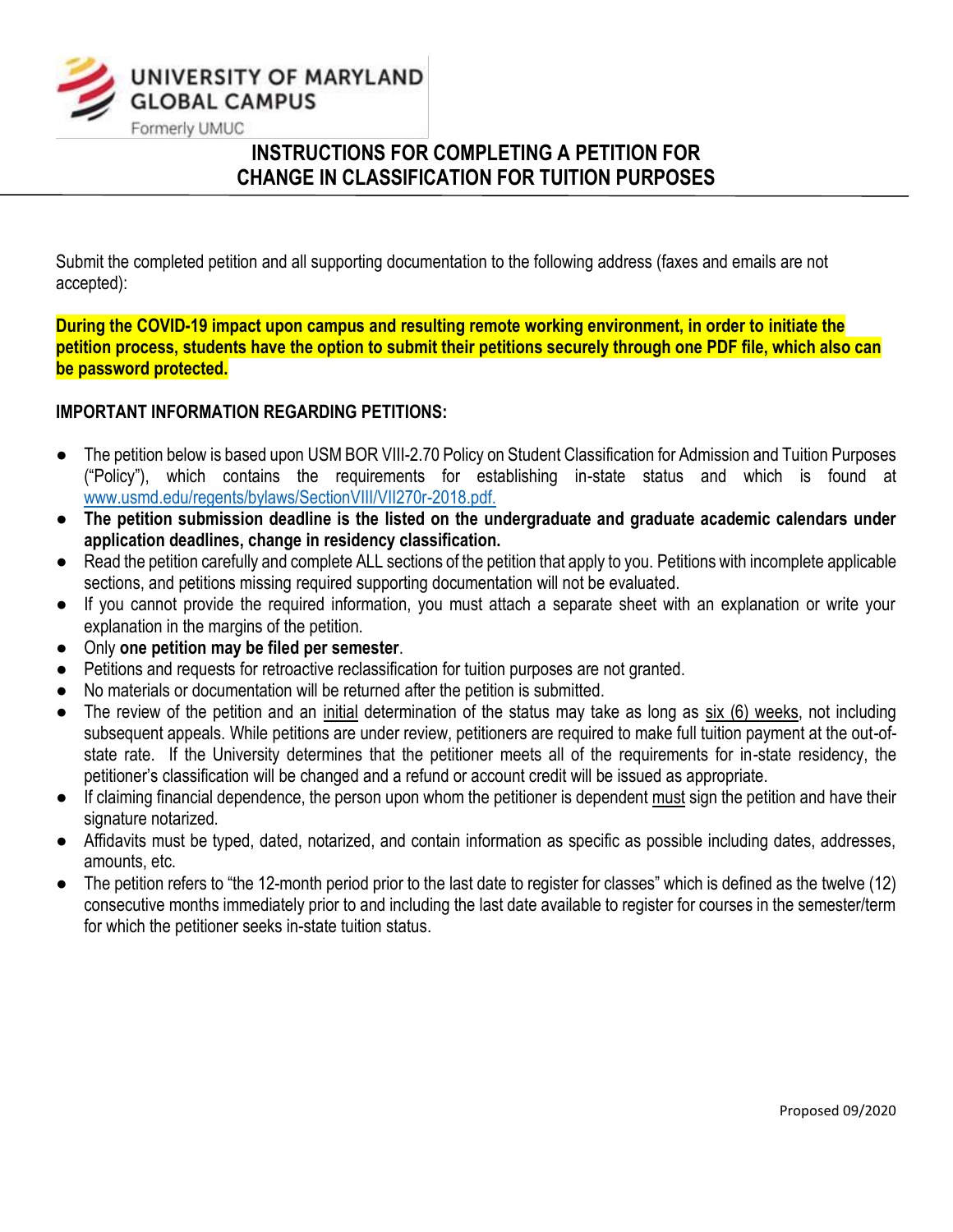UNIVERSITY OF MARYLAND GLOBAL CAMPUS

Formerly UMUC

# INSTRUCTIONS FOR COMPLETING A PETITION FOR CHANGE IN CLASSIFICATION FOR TUITION PURPOSES

Submit the completed petition and all supporting documentation to the following address (faxes and emails are not accepted):

**During the COVID-19 impact upon campus and resulting remote working environment, in order to initiate the petition process, students have the option to submit their petitions securely through one PDF file, which also can be password protected.**

**IMPORTANT INFORMATION REGARDING PETITIONS:**

- The petition below is based upon USM BOR VIII-2.70 Policy on Student Classification for Admission and Tuition Purposes ("Policy"), which contains the requirements for establishing in-state status and which is found at www.usmd.edu/regents/bylaws/SectionVIII/VII270r-2018.pdf.
- **The petition submission deadline is the listed on the undergraduate and graduate academic calendars under application deadlines, change in residency classification.**
- Read the petition carefully and complete ALL sections of the petition that apply to you. Petitions with incomplete applicable sections, and petitions missing required supporting documentation will not be evaluated.
- If you cannot provide the required information, you must attach a separate sheet with an explanation or write your explanation in the margins of the petition.
- Only **one petition may be filed per semester**.
- Petitions and requests for retroactive reclassification for tuition purposes are not granted.
- No materials or documentation will be returned after the petition is submitted.
- The review of the petition and an initial determination of the status may take as long as six (6) weeks, not including subsequent appeals. While petitions are under review, petitioners are required to make full tuition payment at the out-of-state rate. If the University determines that the petitioner meets all of the requirements for in-state residency, the petitioner's classification will be changed and a refund or account credit will be issued as appropriate.
- If claiming financial dependence, the person upon whom the petitioner is dependent must sign the petition and have their signature notarized.
- Affidavits must be typed, dated, notarized, and contain information as specific as possible including dates, addresses, amounts, etc.
- The petition refers to "the 12-month period prior to the last date to register for classes" which is defined as the twelve (12) consecutive months immediately prior to and including the last date available to register for courses in the semester/term for which the petitioner seeks in-state tuition status.

Proposed 09/2020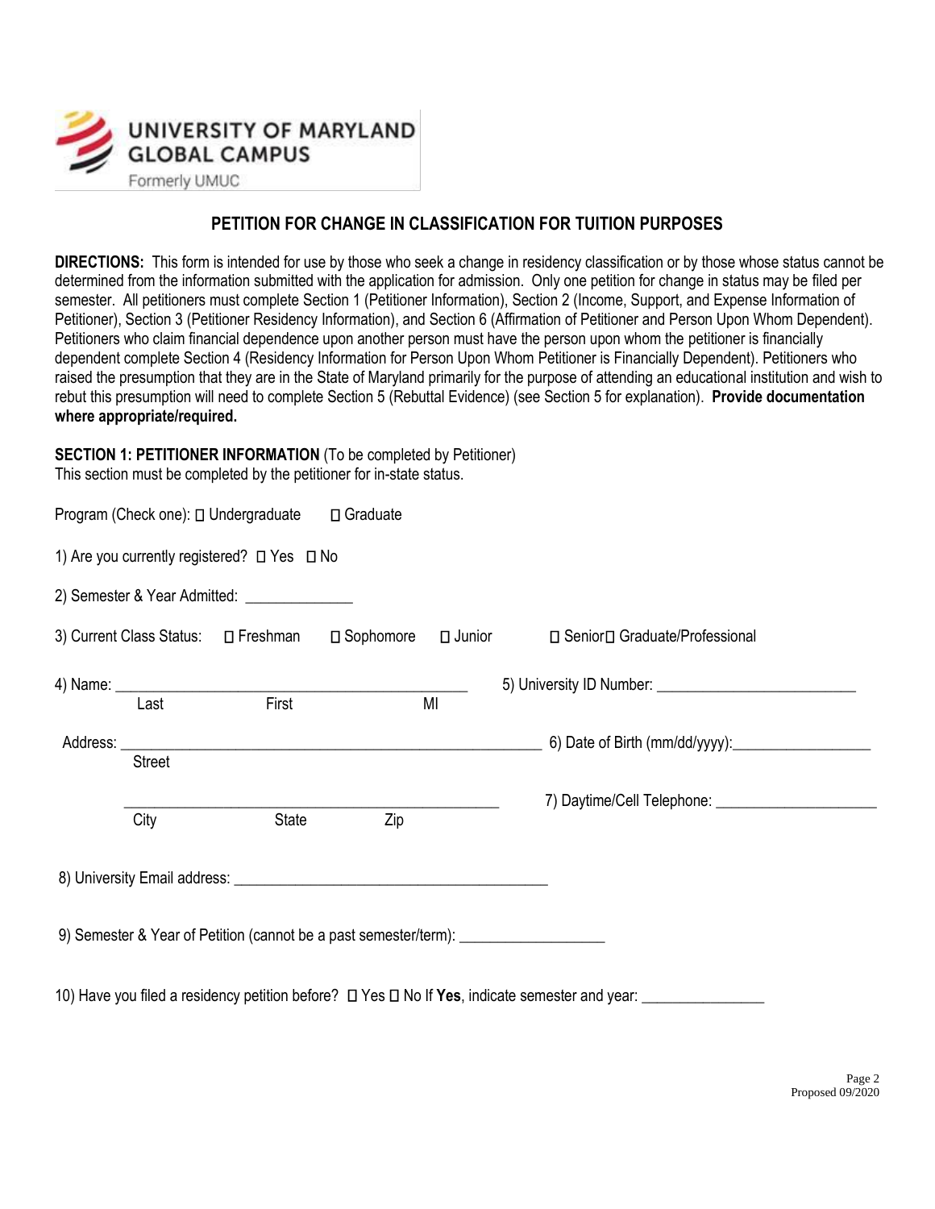UNIVERSITY OF MARYLAND GLOBAL CAMPUS
Formerly UMUC

## PETITION FOR CHANGE IN CLASSIFICATION FOR TUITION PURPOSES

**DIRECTIONS:** This form is intended for use by those who seek a change in residency classification or by those whose status cannot be determined from the information submitted with the application for admission. Only one petition for change in status may be filed per semester. All petitioners must complete Section 1 (Petitioner Information), Section 2 (Income, Support, and Expense Information of Petitioner), Section 3 (Petitioner Residency Information), and Section 6 (Affirmation of Petitioner and Person Upon Whom Dependent). Petitioners who claim financial dependence upon another person must have the person upon whom the petitioner is financially dependent complete Section 4 (Residency Information for Person Upon Whom Petitioner is Financially Dependent). Petitioners who raised the presumption that they are in the State of Maryland primarily for the purpose of attending an educational institution and wish to rebut this presumption will need to complete Section 5 (Rebuttal Evidence) (see Section 5 for explanation). **Provide documentation where appropriate/required.**

**SECTION 1: PETITIONER INFORMATION** (To be completed by Petitioner)
This section must be completed by the petitioner for in-state status.

Program (Check one): ☐ Undergraduate ☐ Graduate

1) Are you currently registered? ☐ Yes ☐ No

2) Semester & Year Admitted: ______________

3) Current Class Status: ☐ Freshman ☐ Sophomore ☐ Junior ☐ Senior ☐ Graduate/Professional

4) Name: ______________________________________________
Last First MI

5) University ID Number: __________________________

Address: ______________________________________________________
Street

6) Date of Birth (mm/dd/yyyy):__________________

________________________________________________
City State Zip

7) Daytime/Cell Telephone: ______________________

8) University Email address: ________________________________________

9) Semester & Year of Petition (cannot be a past semester/term): ___________________

10) Have you filed a residency petition before? ☐ Yes ☐ No If **Yes**, indicate semester and year: ________________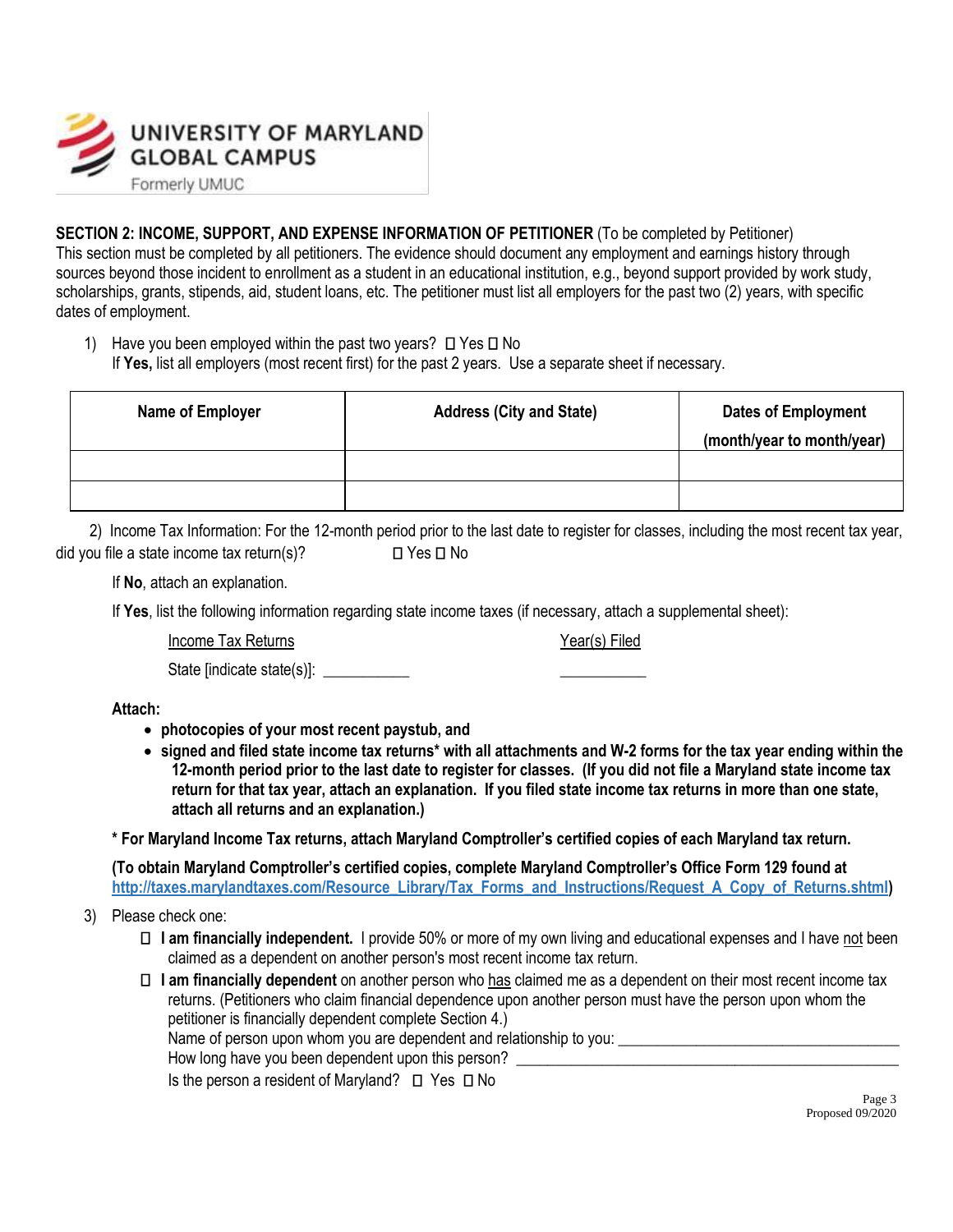UNIVERSITY OF MARYLAND GLOBAL CAMPUS

Formerly UMUC

**SECTION 2: INCOME, SUPPORT, AND EXPENSE INFORMATION OF PETITIONER** (To be completed by Petitioner)
This section must be completed by all petitioners. The evidence should document any employment and earnings history through sources beyond those incident to enrollment as a student in an educational institution, e.g., beyond support provided by work study, scholarships, grants, stipends, aid, student loans, etc. The petitioner must list all employers for the past two (2) years, with specific dates of employment.

1) Have you been employed within the past two years? ☐ Yes ☐ No
If **Yes,** list all employers (most recent first) for the past 2 years. Use a separate sheet if necessary.

| Name of Employer | Address (City and State) | Dates of Employment (month/year to month/year) |
|---|---|---|
| | | |
| | | |

2) Income Tax Information: For the 12-month period prior to the last date to register for classes, including the most recent tax year, did you file a state income tax return(s)? ☐ Yes ☐ No

If **No**, attach an explanation.

If **Yes**, list the following information regarding state income taxes (if necessary, attach a supplemental sheet):

Income Tax Returns — Year(s) Filed

State [indicate state(s)]: ___________ ___________

**Attach:**

- **photocopies of your most recent paystub, and**
- **signed and filed state income tax returns\* with all attachments and W-2 forms for the tax year ending within the 12-month period prior to the last date to register for classes. (If you did not file a Maryland state income tax return for that tax year, attach an explanation. If you filed state income tax returns in more than one state, attach all returns and an explanation.)**

**\* For Maryland Income Tax returns, attach Maryland Comptroller's certified copies of each Maryland tax return.**

**(To obtain Maryland Comptroller's certified copies, complete Maryland Comptroller's Office Form 129 found at http://taxes.marylandtaxes.com/Resource_Library/Tax_Forms_and_Instructions/Request_A_Copy_of_Returns.shtml)**

3) Please check one:

☐ **I am financially independent.** I provide 50% or more of my own living and educational expenses and I have not been claimed as a dependent on another person's most recent income tax return.

☐ **I am financially dependent** on another person who has claimed me as a dependent on their most recent income tax returns. (Petitioners who claim financial dependence upon another person must have the person upon whom the petitioner is financially dependent complete Section 4.)
Name of person upon whom you are dependent and relationship to you: ___________________________________
How long have you been dependent upon this person? ___________________________________
Is the person a resident of Maryland? ☐ Yes ☐ No

Proposed 09/2020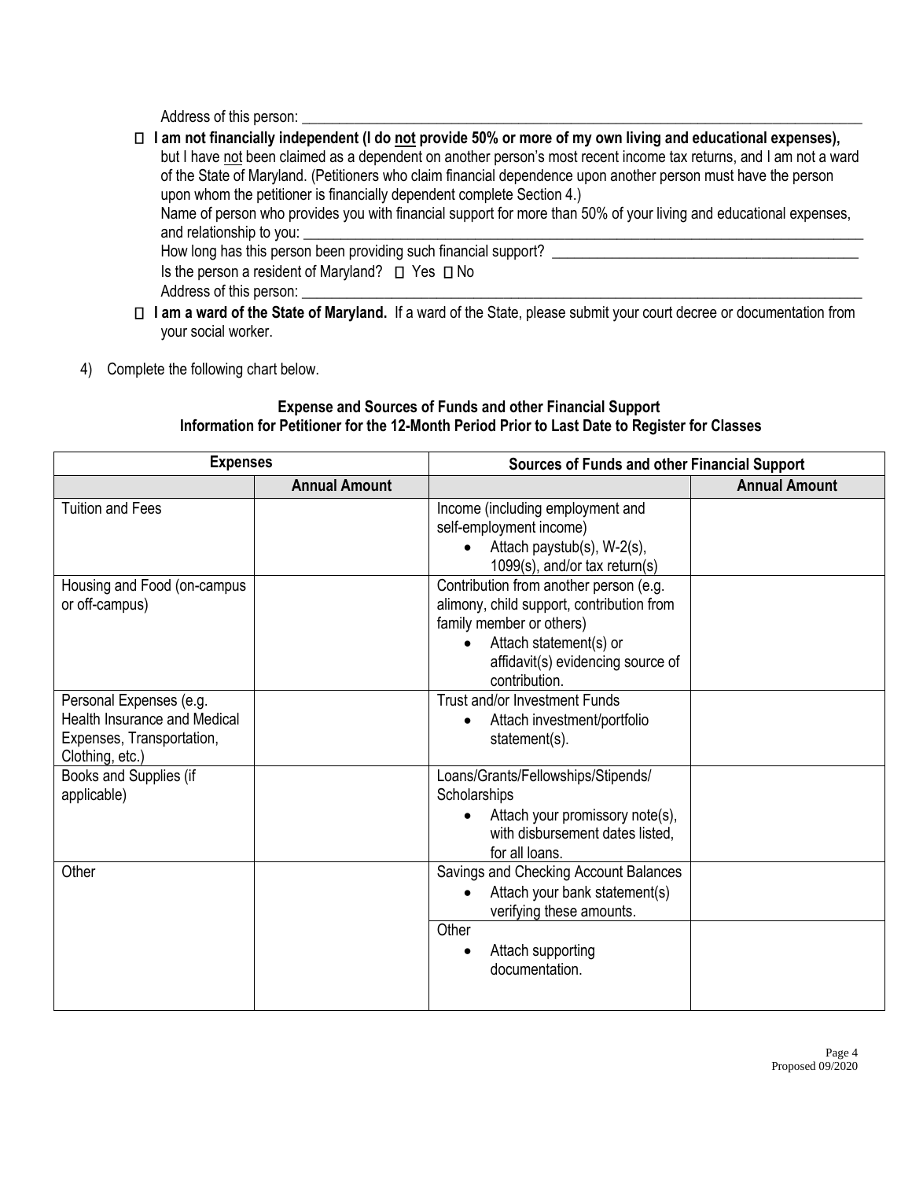Address of this person: ___________________________________________________________________________

- ☐ **I am not financially independent (I do not provide 50% or more of my own living and educational expenses),** but I have not been claimed as a dependent on another person's most recent income tax returns, and I am not a ward of the State of Maryland. (Petitioners who claim financial dependence upon another person must have the person upon whom the petitioner is financially dependent complete Section 4.)

  Name of person who provides you with financial support for more than 50% of your living and educational expenses, and relationship to you: ___________________________________________________________________________

  How long has this person been providing such financial support? ________________________________________

  Is the person a resident of Maryland? ☐ Yes ☐ No

  Address of this person: ___________________________________________________________________________

- ☐ **I am a ward of the State of Maryland.** If a ward of the State, please submit your court decree or documentation from your social worker.

4) Complete the following chart below.

**Expense and Sources of Funds and other Financial Support**
**Information for Petitioner for the 12-Month Period Prior to Last Date to Register for Classes**

| **Expenses** | | **Sources of Funds and other Financial Support** | |
|---|---|---|---|
| | **Annual Amount** | | **Annual Amount** |
| Tuition and Fees | | Income (including employment and self-employment income) <br>• Attach paystub(s), W-2(s), 1099(s), and/or tax return(s) | |
| Housing and Food (on-campus or off-campus) | | Contribution from another person (e.g. alimony, child support, contribution from family member or others) <br>• Attach statement(s) or affidavit(s) evidencing source of contribution. | |
| Personal Expenses (e.g. Health Insurance and Medical Expenses, Transportation, Clothing, etc.) | | Trust and/or Investment Funds <br>• Attach investment/portfolio statement(s). | |
| Books and Supplies (if applicable) | | Loans/Grants/Fellowships/Stipends/ Scholarships <br>• Attach your promissory note(s), with disbursement dates listed, for all loans. | |
| Other | | Savings and Checking Account Balances <br>• Attach your bank statement(s) verifying these amounts. | |
| | | Other <br>• Attach supporting documentation. | |

Proposed 09/2020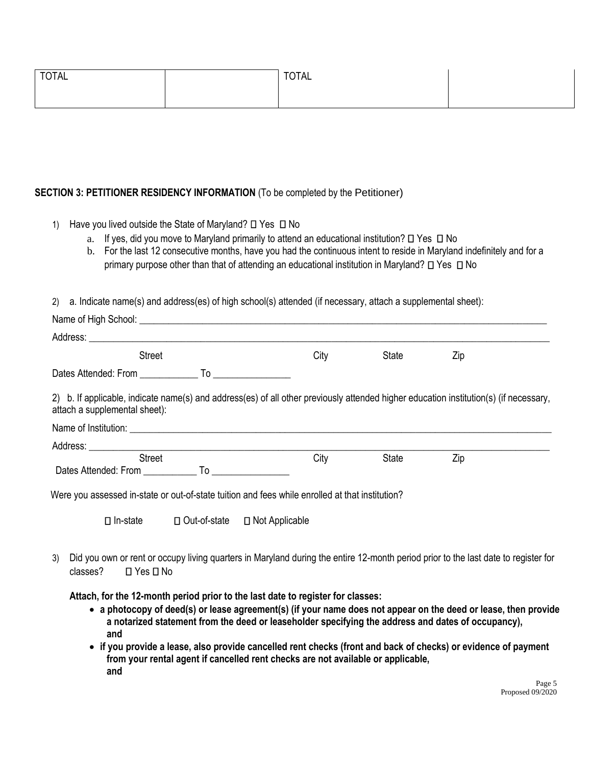| TOTAL | | TOTAL | |
|---|---|---|---|
| | | | |

**SECTION 3: PETITIONER RESIDENCY INFORMATION** (To be completed by the Petitioner)

1) Have you lived outside the State of Maryland? ☐ Yes ☐ No
   a. If yes, did you move to Maryland primarily to attend an educational institution? ☐ Yes ☐ No
   b. For the last 12 consecutive months, have you had the continuous intent to reside in Maryland indefinitely and for a primary purpose other than that of attending an educational institution in Maryland? ☐ Yes ☐ No

2) a. Indicate name(s) and address(es) of high school(s) attended (if necessary, attach a supplemental sheet):

Name of High School: ______________________________________________

Address: ______________________________________________
Street City State Zip

Dates Attended: From ____________ To ________________

2) b. If applicable, indicate name(s) and address(es) of all other previously attended higher education institution(s) (if necessary, attach a supplemental sheet):

Name of Institution: ______________________________________________

Address: ______________________________________________
Street City State Zip

Dates Attended: From ___________ To ________________

Were you assessed in-state or out-of-state tuition and fees while enrolled at that institution?

☐ In-state ☐ Out-of-state ☐ Not Applicable

3) Did you own or rent or occupy living quarters in Maryland during the entire 12-month period prior to the last date to register for classes? ☐ Yes ☐ No

**Attach, for the 12-month period prior to the last date to register for classes:**

- **a photocopy of deed(s) or lease agreement(s) (if your name does not appear on the deed or lease, then provide a notarized statement from the deed or leaseholder specifying the address and dates of occupancy), and**
- **if you provide a lease, also provide cancelled rent checks (front and back of checks) or evidence of payment from your rental agent if cancelled rent checks are not available or applicable, and**

Proposed 09/2020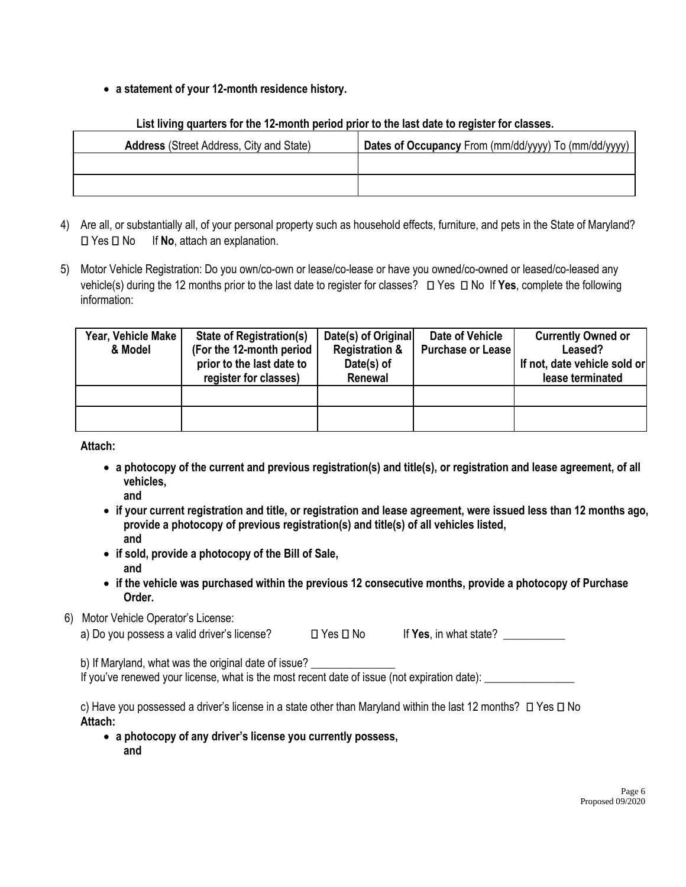- **a statement of your 12-month residence history.**

**List living quarters for the 12-month period prior to the last date to register for classes.**

| **Address** (Street Address, City and State) | **Dates of Occupancy** From (mm/dd/yyyy) To (mm/dd/yyyy) |
|---|---|
| | |
| | |

4) Are all, or substantially all, of your personal property such as household effects, furniture, and pets in the State of Maryland? ☐ Yes ☐ No If **No**, attach an explanation.

5) Motor Vehicle Registration: Do you own/co-own or lease/co-lease or have you owned/co-owned or leased/co-leased any vehicle(s) during the 12 months prior to the last date to register for classes? ☐ Yes ☐ No If **Yes**, complete the following information:

| **Year, Vehicle Make & Model** | **State of Registration(s) (For the 12-month period prior to the last date to register for classes)** | **Date(s) of Original Registration & Date(s) of Renewal** | **Date of Vehicle Purchase or Lease** | **Currently Owned or Leased? If not, date vehicle sold or lease terminated** |
|---|---|---|---|---|
| | | | | |
| | | | | |

**Attach:**

- **a photocopy of the current and previous registration(s) and title(s), or registration and lease agreement, of all vehicles,**
  **and**
- **if your current registration and title, or registration and lease agreement, were issued less than 12 months ago, provide a photocopy of previous registration(s) and title(s) of all vehicles listed,**
  **and**
- **if sold, provide a photocopy of the Bill of Sale,**
  **and**
- **if the vehicle was purchased within the previous 12 consecutive months, provide a photocopy of Purchase Order.**

6) Motor Vehicle Operator's License:

a) Do you possess a valid driver's license? ☐ Yes ☐ No If **Yes**, in what state? ___________

b) If Maryland, what was the original date of issue? _______________
If you've renewed your license, what is the most recent date of issue (not expiration date): ________________

c) Have you possessed a driver's license in a state other than Maryland within the last 12 months? ☐ Yes ☐ No

**Attach:**

- **a photocopy of any driver's license you currently possess,**
  **and**

Proposed 09/2020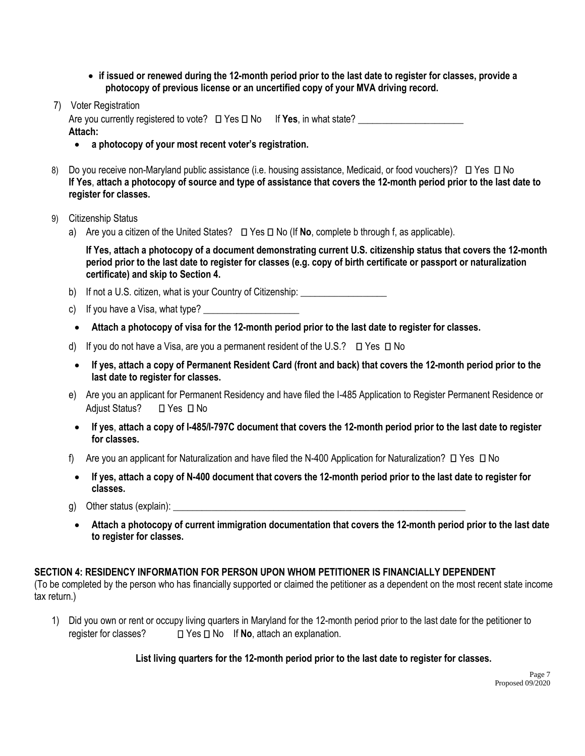- **if issued or renewed during the 12-month period prior to the last date to register for classes, provide a photocopy of previous license or an uncertified copy of your MVA driving record.**

7) Voter Registration

   Are you currently registered to vote? ☐ Yes ☐ No If **Yes**, in what state? ______________________

   **Attach:**

   - **a photocopy of your most recent voter's registration.**

8) Do you receive non-Maryland public assistance (i.e. housing assistance, Medicaid, or food vouchers)? ☐ Yes ☐ No
   **If Yes**, **attach a photocopy of source and type of assistance that covers the 12-month period prior to the last date to register for classes.**

9) Citizenship Status

   a) Are you a citizen of the United States? ☐ Yes ☐ No (If **No**, complete b through f, as applicable).

      **If Yes, attach a photocopy of a document demonstrating current U.S. citizenship status that covers the 12-month period prior to the last date to register for classes (e.g. copy of birth certificate or passport or naturalization certificate) and skip to Section 4.**

   b) If not a U.S. citizen, what is your Country of Citizenship: __________________

   c) If you have a Visa, what type? ____________________

   - **Attach a photocopy of visa for the 12-month period prior to the last date to register for classes.**

   d) If you do not have a Visa, are you a permanent resident of the U.S.? ☐ Yes ☐ No

   - **If yes, attach a copy of Permanent Resident Card (front and back) that covers the 12-month period prior to the last date to register for classes.**

   e) Are you an applicant for Permanent Residency and have filed the I-485 Application to Register Permanent Residence or Adjust Status? ☐ Yes ☐ No

   - **If yes**, **attach a copy of I-485/I-797C document that covers the 12-month period prior to the last date to register for classes.**

   f) Are you an applicant for Naturalization and have filed the N-400 Application for Naturalization? ☐ Yes ☐ No

   - **If yes, attach a copy of N-400 document that covers the 12-month period prior to the last date to register for classes.**

   g) Other status (explain): ________________________________________________________________

   - **Attach a photocopy of current immigration documentation that covers the 12-month period prior to the last date to register for classes.**

## SECTION 4: RESIDENCY INFORMATION FOR PERSON UPON WHOM PETITIONER IS FINANCIALLY DEPENDENT

(To be completed by the person who has financially supported or claimed the petitioner as a dependent on the most recent state income tax return.)

1) Did you own or rent or occupy living quarters in Maryland for the 12-month period prior to the last date for the petitioner to register for classes? ☐ Yes ☐ No If **No**, attach an explanation.

   **List living quarters for the 12-month period prior to the last date to register for classes.**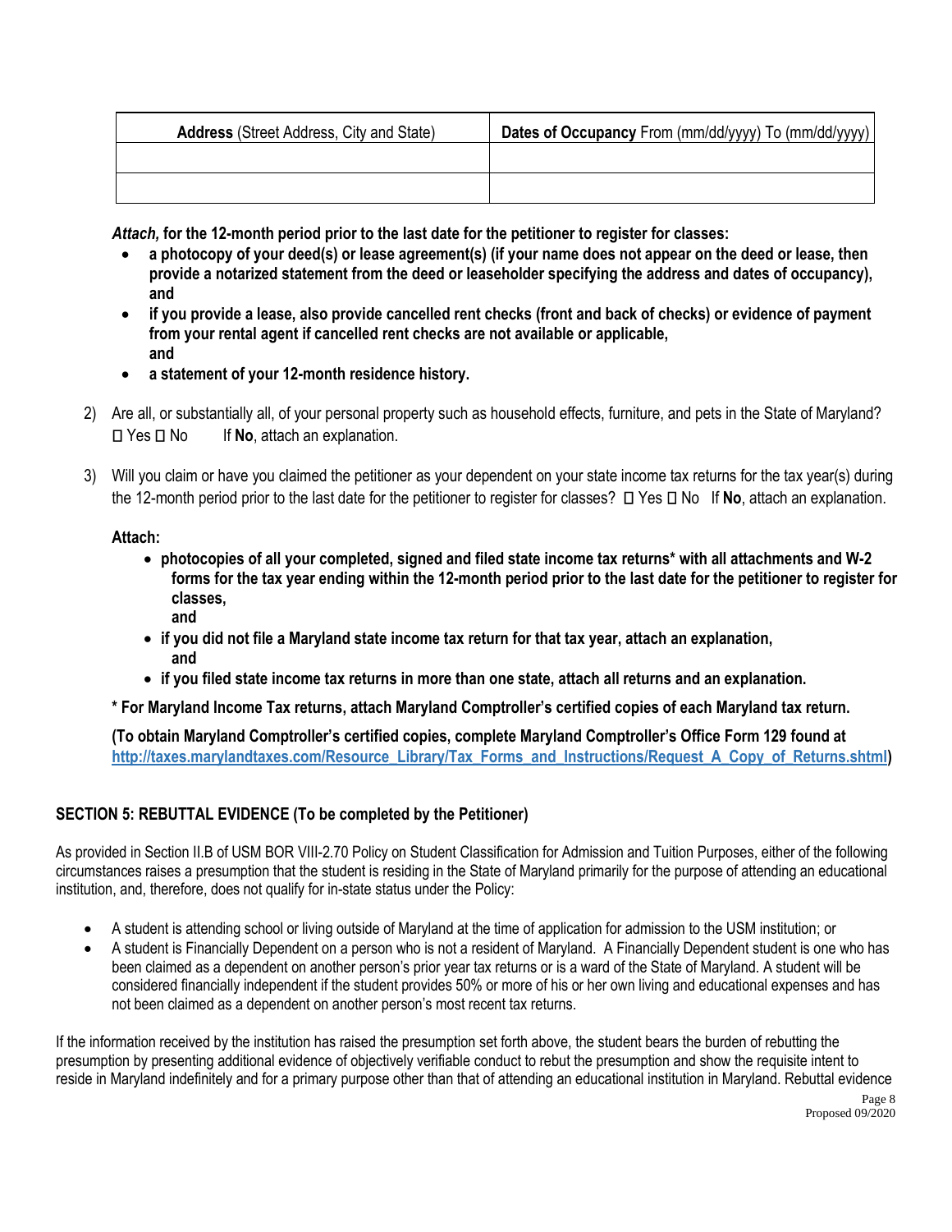| **Address** (Street Address, City and State) | **Dates of Occupancy** From (mm/dd/yyyy) To (mm/dd/yyyy) |
| --- | --- |
| | |
| | |

***Attach,* for the 12-month period prior to the last date for the petitioner to register for classes:**

- **a photocopy of your deed(s) or lease agreement(s) (if your name does not appear on the deed or lease, then provide a notarized statement from the deed or leaseholder specifying the address and dates of occupancy), and**
- **if you provide a lease, also provide cancelled rent checks (front and back of checks) or evidence of payment from your rental agent if cancelled rent checks are not available or applicable, and**
- **a statement of your 12-month residence history.**

2) Are all, or substantially all, of your personal property such as household effects, furniture, and pets in the State of Maryland? ☐ Yes ☐ No  If **No**, attach an explanation.

3) Will you claim or have you claimed the petitioner as your dependent on your state income tax returns for the tax year(s) during the 12-month period prior to the last date for the petitioner to register for classes? ☐ Yes ☐ No If **No**, attach an explanation.

**Attach:**

- **photocopies of all your completed, signed and filed state income tax returns* with all attachments and W-2 forms for the tax year ending within the 12-month period prior to the last date for the petitioner to register for classes, and**
- **if you did not file a Maryland state income tax return for that tax year, attach an explanation, and**
- **if you filed state income tax returns in more than one state, attach all returns and an explanation.**

**\* For Maryland Income Tax returns, attach Maryland Comptroller's certified copies of each Maryland tax return.**

**(To obtain Maryland Comptroller's certified copies, complete Maryland Comptroller's Office Form 129 found at [http://taxes.marylandtaxes.com/Resource_Library/Tax_Forms_and_Instructions/Request_A_Copy_of_Returns.shtml](http://taxes.marylandtaxes.com/Resource_Library/Tax_Forms_and_Instructions/Request_A_Copy_of_Returns.shtml))**

## SECTION 5: REBUTTAL EVIDENCE (To be completed by the Petitioner)

As provided in Section II.B of USM BOR VIII-2.70 Policy on Student Classification for Admission and Tuition Purposes, either of the following circumstances raises a presumption that the student is residing in the State of Maryland primarily for the purpose of attending an educational institution, and, therefore, does not qualify for in-state status under the Policy:

- A student is attending school or living outside of Maryland at the time of application for admission to the USM institution; or
- A student is Financially Dependent on a person who is not a resident of Maryland. A Financially Dependent student is one who has been claimed as a dependent on another person's prior year tax returns or is a ward of the State of Maryland. A student will be considered financially independent if the student provides 50% or more of his or her own living and educational expenses and has not been claimed as a dependent on another person's most recent tax returns.

If the information received by the institution has raised the presumption set forth above, the student bears the burden of rebutting the presumption by presenting additional evidence of objectively verifiable conduct to rebut the presumption and show the requisite intent to reside in Maryland indefinitely and for a primary purpose other than that of attending an educational institution in Maryland. Rebuttal evidence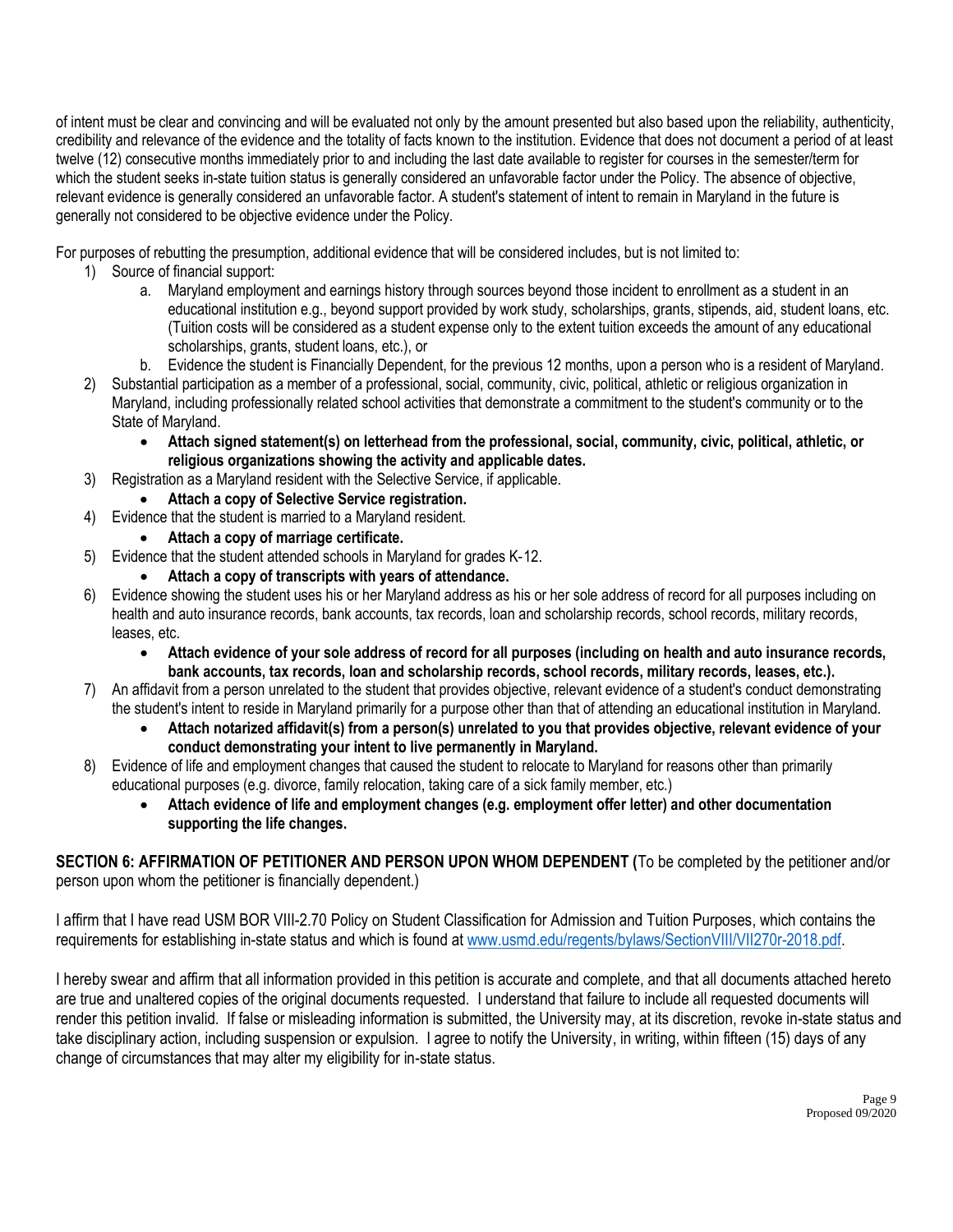of intent must be clear and convincing and will be evaluated not only by the amount presented but also based upon the reliability, authenticity, credibility and relevance of the evidence and the totality of facts known to the institution. Evidence that does not document a period of at least twelve (12) consecutive months immediately prior to and including the last date available to register for courses in the semester/term for which the student seeks in-state tuition status is generally considered an unfavorable factor under the Policy. The absence of objective, relevant evidence is generally considered an unfavorable factor. A student's statement of intent to remain in Maryland in the future is generally not considered to be objective evidence under the Policy.

For purposes of rebutting the presumption, additional evidence that will be considered includes, but is not limited to:

1) Source of financial support:
    a. Maryland employment and earnings history through sources beyond those incident to enrollment as a student in an educational institution e.g., beyond support provided by work study, scholarships, grants, stipends, aid, student loans, etc. (Tuition costs will be considered as a student expense only to the extent tuition exceeds the amount of any educational scholarships, grants, student loans, etc.), or
    b. Evidence the student is Financially Dependent, for the previous 12 months, upon a person who is a resident of Maryland.
2) Substantial participation as a member of a professional, social, community, civic, political, athletic or religious organization in Maryland, including professionally related school activities that demonstrate a commitment to the student's community or to the State of Maryland.
    - **Attach signed statement(s) on letterhead from the professional, social, community, civic, political, athletic, or religious organizations showing the activity and applicable dates.**
3) Registration as a Maryland resident with the Selective Service, if applicable.
    - **Attach a copy of Selective Service registration.**
4) Evidence that the student is married to a Maryland resident.
    - **Attach a copy of marriage certificate.**
5) Evidence that the student attended schools in Maryland for grades K-12.
    - **Attach a copy of transcripts with years of attendance.**
6) Evidence showing the student uses his or her Maryland address as his or her sole address of record for all purposes including on health and auto insurance records, bank accounts, tax records, loan and scholarship records, school records, military records, leases, etc.
    - **Attach evidence of your sole address of record for all purposes (including on health and auto insurance records, bank accounts, tax records, loan and scholarship records, school records, military records, leases, etc.).**
7) An affidavit from a person unrelated to the student that provides objective, relevant evidence of a student's conduct demonstrating the student's intent to reside in Maryland primarily for a purpose other than that of attending an educational institution in Maryland.
    - **Attach notarized affidavit(s) from a person(s) unrelated to you that provides objective, relevant evidence of your conduct demonstrating your intent to live permanently in Maryland.**
8) Evidence of life and employment changes that caused the student to relocate to Maryland for reasons other than primarily educational purposes (e.g. divorce, family relocation, taking care of a sick family member, etc.)
    - **Attach evidence of life and employment changes (e.g. employment offer letter) and other documentation supporting the life changes.**

**SECTION 6: AFFIRMATION OF PETITIONER AND PERSON UPON WHOM DEPENDENT (**To be completed by the petitioner and/or person upon whom the petitioner is financially dependent.)

I affirm that I have read USM BOR VIII-2.70 Policy on Student Classification for Admission and Tuition Purposes, which contains the requirements for establishing in-state status and which is found at www.usmd.edu/regents/bylaws/SectionVIII/VII270r-2018.pdf.

I hereby swear and affirm that all information provided in this petition is accurate and complete, and that all documents attached hereto are true and unaltered copies of the original documents requested. I understand that failure to include all requested documents will render this petition invalid. If false or misleading information is submitted, the University may, at its discretion, revoke in-state status and take disciplinary action, including suspension or expulsion. I agree to notify the University, in writing, within fifteen (15) days of any change of circumstances that may alter my eligibility for in-state status.

Proposed 09/2020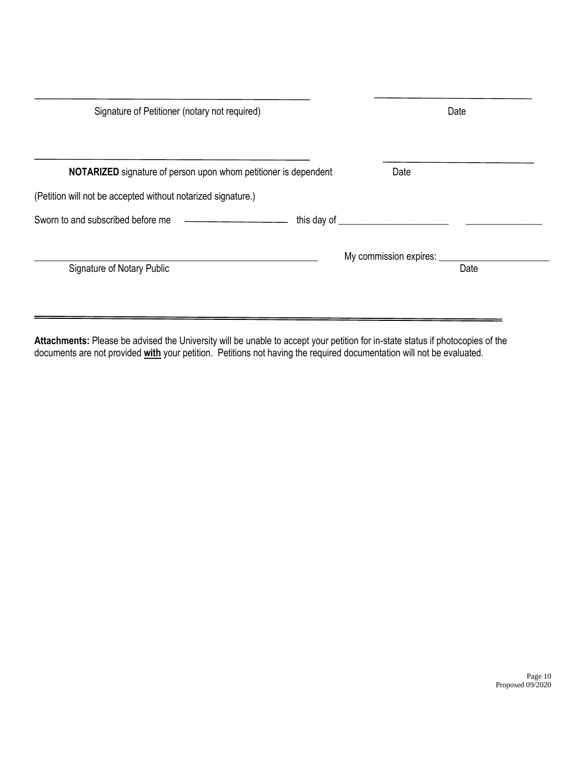\_\_\_\_\_\_\_\_\_\_\_\_\_\_\_\_\_\_\_\_\_\_\_\_\_\_\_\_\_\_\_\_\_\_\_\_\_\_\_\_ \_\_\_\_\_\_\_\_\_\_\_\_\_\_\_\_\_\_\_\_\_\_\_\_

Signature of Petitioner (notary not required) Date

\_\_\_\_\_\_\_\_\_\_\_\_\_\_\_\_\_\_\_\_\_\_\_\_\_\_\_\_\_\_\_\_\_\_\_\_\_\_\_\_ \_\_\_\_\_\_\_\_\_\_\_\_\_\_\_\_\_\_\_\_\_\_\_\_

**NOTARIZED** signature of person upon whom petitioner is dependent Date

(Petition will not be accepted without notarized signature.)

Sworn to and subscribed before me \_\_\_\_\_\_\_\_\_\_\_\_\_\_\_\_ this day of \_\_\_\_\_\_\_\_\_\_\_\_\_\_\_\_\_\_\_\_\_\_ \_\_\_\_\_\_\_\_\_\_\_\_\_\_\_\_

\_\_\_\_\_\_\_\_\_\_\_\_\_\_\_\_\_\_\_\_\_\_\_\_\_\_\_\_\_\_\_\_\_\_\_\_\_\_\_\_ My commission expires: \_\_\_\_\_\_\_\_\_\_\_\_\_\_\_\_\_\_\_\_\_\_

Signature of Notary Public Date

---

**Attachments:** Please be advised the University will be unable to accept your petition for in-state status if photocopies of the documents are not provided **<u>with</u>** your petition. Petitions not having the required documentation will not be evaluated.

Proposed 09/2020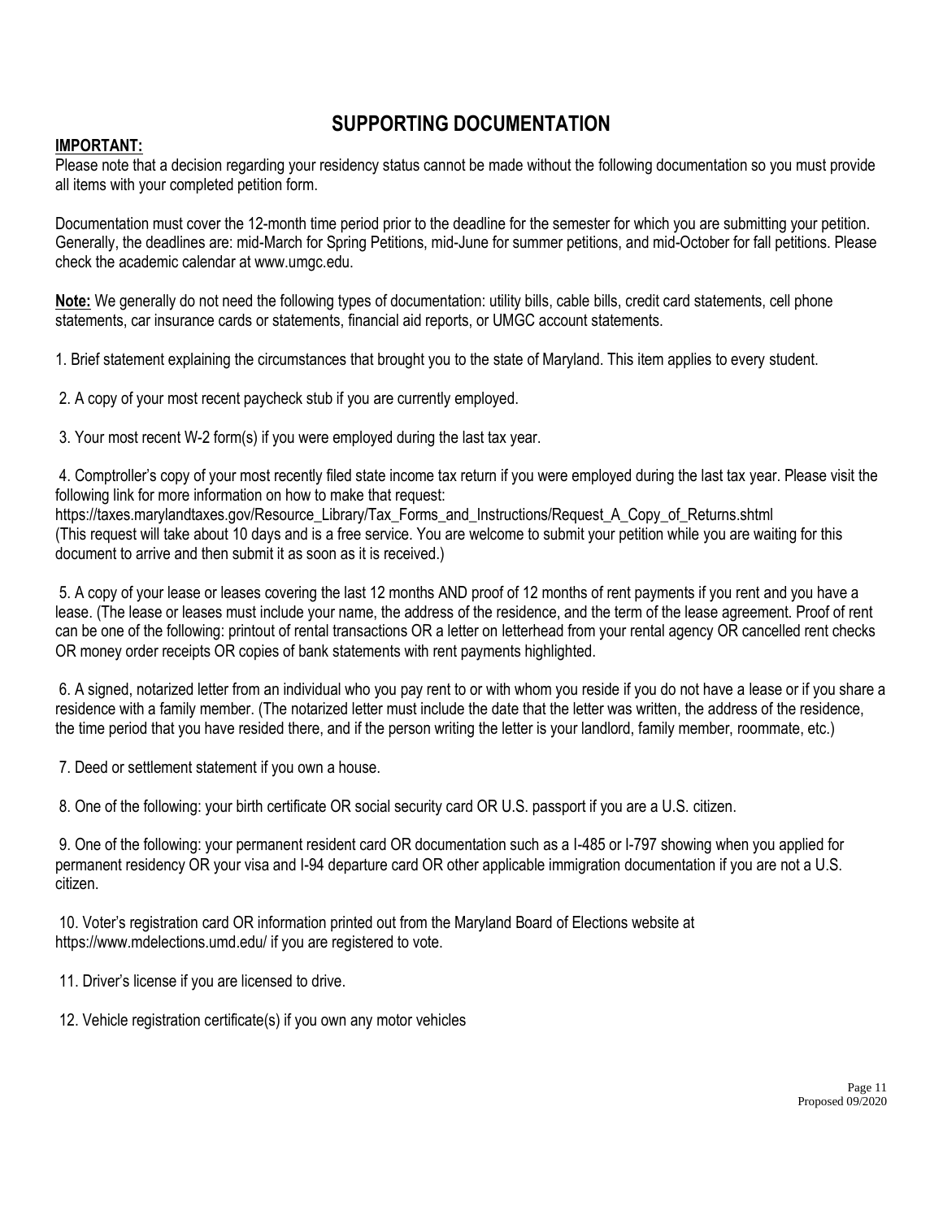# SUPPORTING DOCUMENTATION

**IMPORTANT:**

Please note that a decision regarding your residency status cannot be made without the following documentation so you must provide all items with your completed petition form.

Documentation must cover the 12-month time period prior to the deadline for the semester for which you are submitting your petition. Generally, the deadlines are: mid-March for Spring Petitions, mid-June for summer petitions, and mid-October for fall petitions. Please check the academic calendar at www.umgc.edu.

**Note:** We generally do not need the following types of documentation: utility bills, cable bills, credit card statements, cell phone statements, car insurance cards or statements, financial aid reports, or UMGC account statements.

1. Brief statement explaining the circumstances that brought you to the state of Maryland. This item applies to every student.

2. A copy of your most recent paycheck stub if you are currently employed.

3. Your most recent W-2 form(s) if you were employed during the last tax year.

4. Comptroller's copy of your most recently filed state income tax return if you were employed during the last tax year. Please visit the following link for more information on how to make that request: https://taxes.marylandtaxes.gov/Resource_Library/Tax_Forms_and_Instructions/Request_A_Copy_of_Returns.shtml (This request will take about 10 days and is a free service. You are welcome to submit your petition while you are waiting for this document to arrive and then submit it as soon as it is received.)

5. A copy of your lease or leases covering the last 12 months AND proof of 12 months of rent payments if you rent and you have a lease. (The lease or leases must include your name, the address of the residence, and the term of the lease agreement. Proof of rent can be one of the following: printout of rental transactions OR a letter on letterhead from your rental agency OR cancelled rent checks OR money order receipts OR copies of bank statements with rent payments highlighted.

6. A signed, notarized letter from an individual who you pay rent to or with whom you reside if you do not have a lease or if you share a residence with a family member. (The notarized letter must include the date that the letter was written, the address of the residence, the time period that you have resided there, and if the person writing the letter is your landlord, family member, roommate, etc.)

7. Deed or settlement statement if you own a house.

8. One of the following: your birth certificate OR social security card OR U.S. passport if you are a U.S. citizen.

9. One of the following: your permanent resident card OR documentation such as a I-485 or I-797 showing when you applied for permanent residency OR your visa and I-94 departure card OR other applicable immigration documentation if you are not a U.S. citizen.

10. Voter's registration card OR information printed out from the Maryland Board of Elections website at https://www.mdelections.umd.edu/ if you are registered to vote.

11. Driver's license if you are licensed to drive.

12. Vehicle registration certificate(s) if you own any motor vehicles

Proposed 09/2020